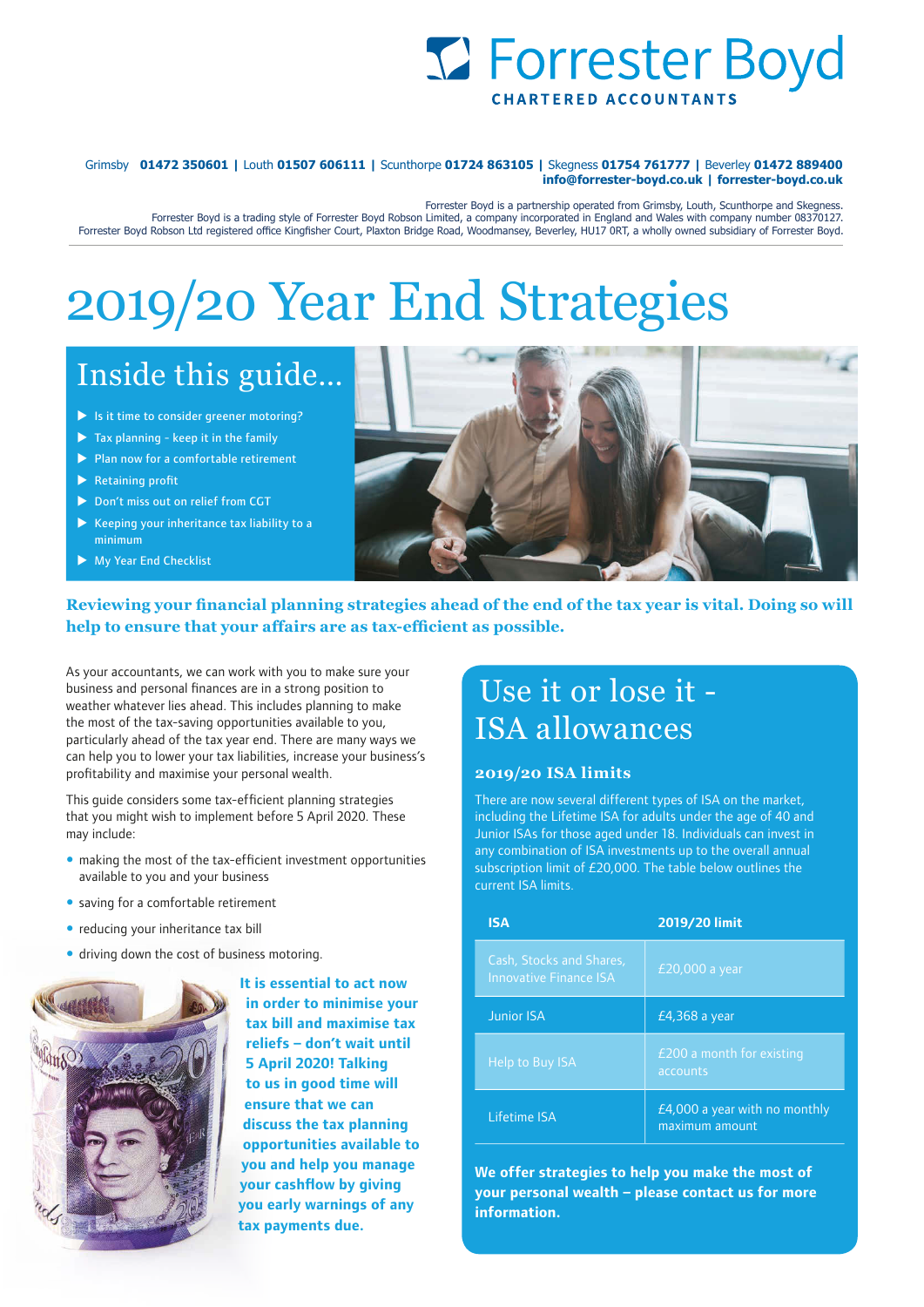# Forrester Boyd

**CHARTERED ACCOUNTANTS**

Grimsby **01472 350601** | Louth **01507 606111** | Scunthorpe **01724 863105** | Skegness **01754 761777** | Beverley **01472 889400**
**info@forrester-boyd.co.uk** | **forrester-boyd.co.uk**

Forrester Boyd is a partnership operated from Grimsby, Louth, Scunthorpe and Skegness.
Forrester Boyd is a trading style of Forrester Boyd Robson Limited, a company incorporated in England and Wales with company number 08370127.
Forrester Boyd Robson Ltd registered office Kingfisher Court, Plaxton Bridge Road, Woodmansey, Beverley, HU17 0RT, a wholly owned subsidiary of Forrester Boyd.

# 2019/20 Year End Strategies

## Inside this guide...

- Is it time to consider greener motoring?
- Tax planning - keep it in the family
- Plan now for a comfortable retirement
- Retaining profit
- Don't miss out on relief from CGT
- Keeping your inheritance tax liability to a minimum
- My Year End Checklist

**Reviewing your financial planning strategies ahead of the end of the tax year is vital. Doing so will help to ensure that your affairs are as tax-efficient as possible.**

As your accountants, we can work with you to make sure your business and personal finances are in a strong position to weather whatever lies ahead. This includes planning to make the most of the tax-saving opportunities available to you, particularly ahead of the tax year end. There are many ways we can help you to lower your tax liabilities, increase your business's profitability and maximise your personal wealth.

This guide considers some tax-efficient planning strategies that you might wish to implement before 5 April 2020. These may include:

- making the most of the tax-efficient investment opportunities available to you and your business
- saving for a comfortable retirement
- reducing your inheritance tax bill
- driving down the cost of business motoring.

**It is essential to act now in order to minimise your tax bill and maximise tax reliefs – don't wait until 5 April 2020! Talking to us in good time will ensure that we can discuss the tax planning opportunities available to you and help you manage your cashflow by giving you early warnings of any tax payments due.**

## Use it or lose it - ISA allowances

### 2019/20 ISA limits

There are now several different types of ISA on the market, including the Lifetime ISA for adults under the age of 40 and Junior ISAs for those aged under 18. Individuals can invest in any combination of ISA investments up to the overall annual subscription limit of £20,000. The table below outlines the current ISA limits.

| ISA | 2019/20 limit |
|---|---|
| Cash, Stocks and Shares, Innovative Finance ISA | £20,000 a year |
| Junior ISA | £4,368 a year |
| Help to Buy ISA | £200 a month for existing accounts |
| Lifetime ISA | £4,000 a year with no monthly maximum amount |

**We offer strategies to help you make the most of your personal wealth – please contact us for more information.**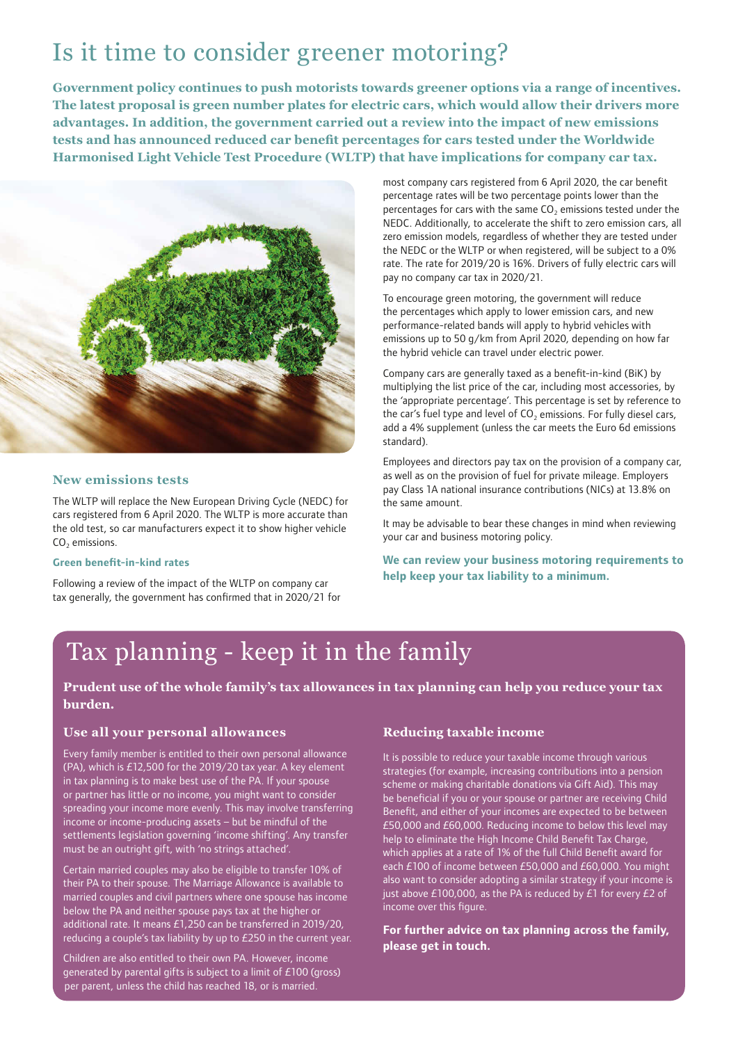# Is it time to consider greener motoring?

**Government policy continues to push motorists towards greener options via a range of incentives. The latest proposal is green number plates for electric cars, which would allow their drivers more advantages. In addition, the government carried out a review into the impact of new emissions tests and has announced reduced car benefit percentages for cars tested under the Worldwide Harmonised Light Vehicle Test Procedure (WLTP) that have implications for company car tax.**

## New emissions tests

The WLTP will replace the New European Driving Cycle (NEDC) for cars registered from 6 April 2020. The WLTP is more accurate than the old test, so car manufacturers expect it to show higher vehicle $CO_2$ emissions.

### Green benefit-in-kind rates

Following a review of the impact of the WLTP on company car tax generally, the government has confirmed that in 2020/21 for most company cars registered from 6 April 2020, the car benefit percentage rates will be two percentage points lower than the percentages for cars with the same $CO_2$ emissions tested under the NEDC. Additionally, to accelerate the shift to zero emission cars, all zero emission models, regardless of whether they are tested under the NEDC or the WLTP or when registered, will be subject to a 0% rate. The rate for 2019/20 is 16%. Drivers of fully electric cars will pay no company car tax in 2020/21.

To encourage green motoring, the government will reduce the percentages which apply to lower emission cars, and new performance-related bands will apply to hybrid vehicles with emissions up to 50 g/km from April 2020, depending on how far the hybrid vehicle can travel under electric power.

Company cars are generally taxed as a benefit-in-kind (BiK) by multiplying the list price of the car, including most accessories, by the 'appropriate percentage'. This percentage is set by reference to the car's fuel type and level of $CO_2$ emissions. For fully diesel cars, add a 4% supplement (unless the car meets the Euro 6d emissions standard).

Employees and directors pay tax on the provision of a company car, as well as on the provision of fuel for private mileage. Employers pay Class 1A national insurance contributions (NICs) at 13.8% on the same amount.

It may be advisable to bear these changes in mind when reviewing your car and business motoring policy.

**We can review your business motoring requirements to help keep your tax liability to a minimum.**

# Tax planning - keep it in the family

**Prudent use of the whole family's tax allowances in tax planning can help you reduce your tax burden.**

## Use all your personal allowances

Every family member is entitled to their own personal allowance (PA), which is £12,500 for the 2019/20 tax year. A key element in tax planning is to make best use of the PA. If your spouse or partner has little or no income, you might want to consider spreading your income more evenly. This may involve transferring income or income-producing assets – but be mindful of the settlements legislation governing 'income shifting'. Any transfer must be an outright gift, with 'no strings attached'.

Certain married couples may also be eligible to transfer 10% of their PA to their spouse. The Marriage Allowance is available to married couples and civil partners where one spouse has income below the PA and neither spouse pays tax at the higher or additional rate. It means £1,250 can be transferred in 2019/20, reducing a couple's tax liability by up to £250 in the current year.

Children are also entitled to their own PA. However, income generated by parental gifts is subject to a limit of £100 (gross) per parent, unless the child has reached 18, or is married.

## Reducing taxable income

It is possible to reduce your taxable income through various strategies (for example, increasing contributions into a pension scheme or making charitable donations via Gift Aid). This may be beneficial if you or your spouse or partner are receiving Child Benefit, and either of your incomes are expected to be between £50,000 and £60,000. Reducing income to below this level may help to eliminate the High Income Child Benefit Tax Charge, which applies at a rate of 1% of the full Child Benefit award for each £100 of income between £50,000 and £60,000. You might also want to consider adopting a similar strategy if your income is just above £100,000, as the PA is reduced by £1 for every £2 of income over this figure.

**For further advice on tax planning across the family, please get in touch.**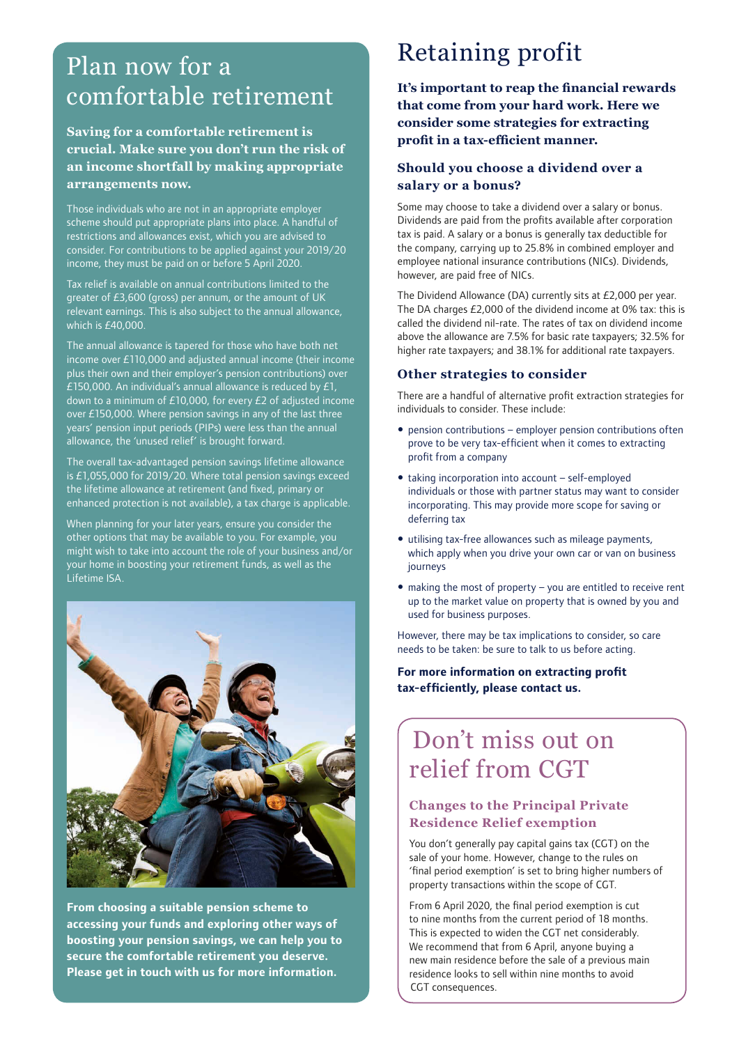# Plan now for a comfortable retirement

**Saving for a comfortable retirement is crucial. Make sure you don't run the risk of an income shortfall by making appropriate arrangements now.**

Those individuals who are not in an appropriate employer scheme should put appropriate plans into place. A handful of restrictions and allowances exist, which you are advised to consider. For contributions to be applied against your 2019/20 income, they must be paid on or before 5 April 2020.

Tax relief is available on annual contributions limited to the greater of £3,600 (gross) per annum, or the amount of UK relevant earnings. This is also subject to the annual allowance, which is £40,000.

The annual allowance is tapered for those who have both net income over £110,000 and adjusted annual income (their income plus their own and their employer's pension contributions) over £150,000. An individual's annual allowance is reduced by £1, down to a minimum of £10,000, for every £2 of adjusted income over £150,000. Where pension savings in any of the last three years' pension input periods (PIPs) were less than the annual allowance, the 'unused relief' is brought forward.

The overall tax-advantaged pension savings lifetime allowance is £1,055,000 for 2019/20. Where total pension savings exceed the lifetime allowance at retirement (and fixed, primary or enhanced protection is not available), a tax charge is applicable.

When planning for your later years, ensure you consider the other options that may be available to you. For example, you might wish to take into account the role of your business and/or your home in boosting your retirement funds, as well as the Lifetime ISA.

**From choosing a suitable pension scheme to accessing your funds and exploring other ways of boosting your pension savings, we can help you to secure the comfortable retirement you deserve. Please get in touch with us for more information.**

# Retaining profit

**It's important to reap the financial rewards that come from your hard work. Here we consider some strategies for extracting profit in a tax-efficient manner.**

### Should you choose a dividend over a salary or a bonus?

Some may choose to take a dividend over a salary or bonus. Dividends are paid from the profits available after corporation tax is paid. A salary or a bonus is generally tax deductible for the company, carrying up to 25.8% in combined employer and employee national insurance contributions (NICs). Dividends, however, are paid free of NICs.

The Dividend Allowance (DA) currently sits at £2,000 per year. The DA charges £2,000 of the dividend income at 0% tax: this is called the dividend nil-rate. The rates of tax on dividend income above the allowance are 7.5% for basic rate taxpayers; 32.5% for higher rate taxpayers; and 38.1% for additional rate taxpayers.

### Other strategies to consider

There are a handful of alternative profit extraction strategies for individuals to consider. These include:

- pension contributions – employer pension contributions often prove to be very tax-efficient when it comes to extracting profit from a company
- taking incorporation into account – self-employed individuals or those with partner status may want to consider incorporating. This may provide more scope for saving or deferring tax
- utilising tax-free allowances such as mileage payments, which apply when you drive your own car or van on business journeys
- making the most of property – you are entitled to receive rent up to the market value on property that is owned by you and used for business purposes.

However, there may be tax implications to consider, so care needs to be taken: be sure to talk to us before acting.

**For more information on extracting profit tax-efficiently, please contact us.**

# Don't miss out on relief from CGT

### Changes to the Principal Private Residence Relief exemption

You don't generally pay capital gains tax (CGT) on the sale of your home. However, change to the rules on 'final period exemption' is set to bring higher numbers of property transactions within the scope of CGT.

From 6 April 2020, the final period exemption is cut to nine months from the current period of 18 months. This is expected to widen the CGT net considerably. We recommend that from 6 April, anyone buying a new main residence before the sale of a previous main residence looks to sell within nine months to avoid CGT consequences.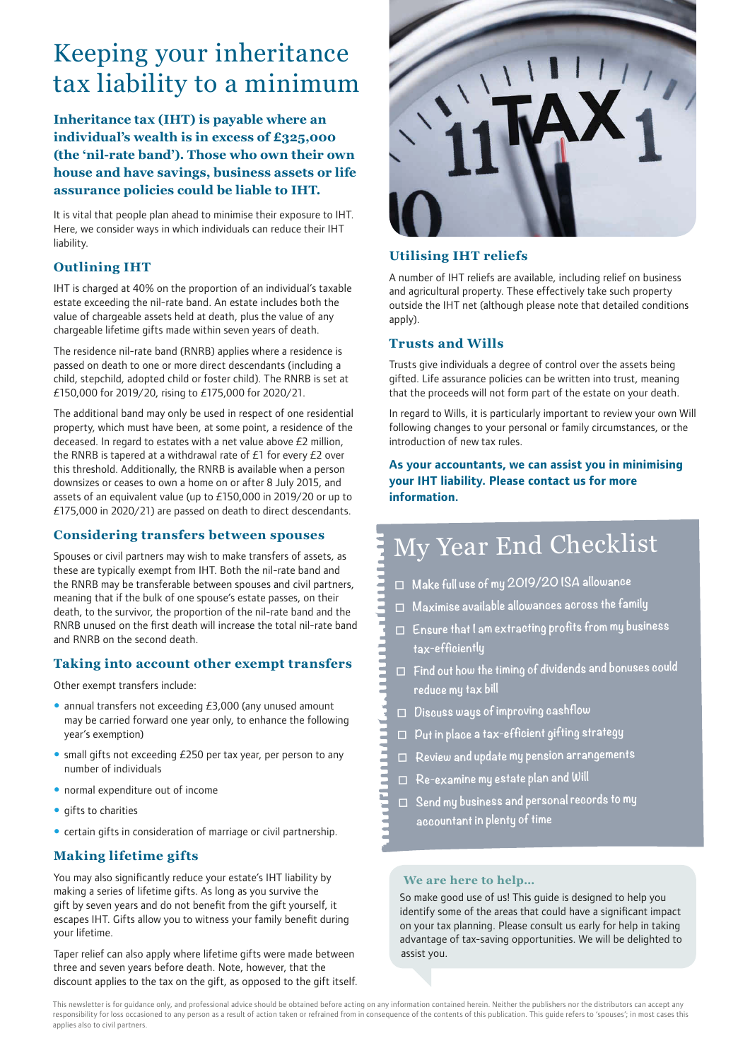# Keeping your inheritance tax liability to a minimum

**Inheritance tax (IHT) is payable where an individual's wealth is in excess of £325,000 (the 'nil-rate band'). Those who own their own house and have savings, business assets or life assurance policies could be liable to IHT.**

It is vital that people plan ahead to minimise their exposure to IHT. Here, we consider ways in which individuals can reduce their IHT liability.

## Outlining IHT

IHT is charged at 40% on the proportion of an individual's taxable estate exceeding the nil-rate band. An estate includes both the value of chargeable assets held at death, plus the value of any chargeable lifetime gifts made within seven years of death.

The residence nil-rate band (RNRB) applies where a residence is passed on death to one or more direct descendants (including a child, stepchild, adopted child or foster child). The RNRB is set at £150,000 for 2019/20, rising to £175,000 for 2020/21.

The additional band may only be used in respect of one residential property, which must have been, at some point, a residence of the deceased. In regard to estates with a net value above £2 million, the RNRB is tapered at a withdrawal rate of £1 for every £2 over this threshold. Additionally, the RNRB is available when a person downsizes or ceases to own a home on or after 8 July 2015, and assets of an equivalent value (up to £150,000 in 2019/20 or up to £175,000 in 2020/21) are passed on death to direct descendants.

## Considering transfers between spouses

Spouses or civil partners may wish to make transfers of assets, as these are typically exempt from IHT. Both the nil-rate band and the RNRB may be transferable between spouses and civil partners, meaning that if the bulk of one spouse's estate passes, on their death, to the survivor, the proportion of the nil-rate band and the RNRB unused on the first death will increase the total nil-rate band and RNRB on the second death.

## Taking into account other exempt transfers

Other exempt transfers include:

- annual transfers not exceeding £3,000 (any unused amount may be carried forward one year only, to enhance the following year's exemption)
- small gifts not exceeding £250 per tax year, per person to any number of individuals
- normal expenditure out of income
- gifts to charities
- certain gifts in consideration of marriage or civil partnership.

## Making lifetime gifts

You may also significantly reduce your estate's IHT liability by making a series of lifetime gifts. As long as you survive the gift by seven years and do not benefit from the gift yourself, it escapes IHT. Gifts allow you to witness your family benefit during your lifetime.

Taper relief can also apply where lifetime gifts were made between three and seven years before death. Note, however, that the discount applies to the tax on the gift, as opposed to the gift itself.

## Utilising IHT reliefs

A number of IHT reliefs are available, including relief on business and agricultural property. These effectively take such property outside the IHT net (although please note that detailed conditions apply).

## Trusts and Wills

Trusts give individuals a degree of control over the assets being gifted. Life assurance policies can be written into trust, meaning that the proceeds will not form part of the estate on your death.

In regard to Wills, it is particularly important to review your own Will following changes to your personal or family circumstances, or the introduction of new tax rules.

**As your accountants, we can assist you in minimising your IHT liability. Please contact us for more information.**

# My Year End Checklist

- ☐ Make full use of my 2019/20 ISA allowance
- ☐ Maximise available allowances across the family
- ☐ Ensure that I am extracting profits from my business tax-efficiently
- ☐ Find out how the timing of dividends and bonuses could reduce my tax bill
- ☐ Discuss ways of improving cashflow
- ☐ Put in place a tax-efficient gifting strategy
- ☐ Review and update my pension arrangements
- ☐ Re-examine my estate plan and Will
- ☐ Send my business and personal records to my accountant in plenty of time

### We are here to help...

So make good use of us! This guide is designed to help you identify some of the areas that could have a significant impact on your tax planning. Please consult us early for help in taking advantage of tax-saving opportunities. We will be delighted to assist you.

This newsletter is for guidance only, and professional advice should be obtained before acting on any information contained herein. Neither the publishers nor the distributors can accept any responsibility for loss occasioned to any person as a result of action taken or refrained from in consequence of the contents of this publication. This guide refers to 'spouses'; in most cases this applies also to civil partners.